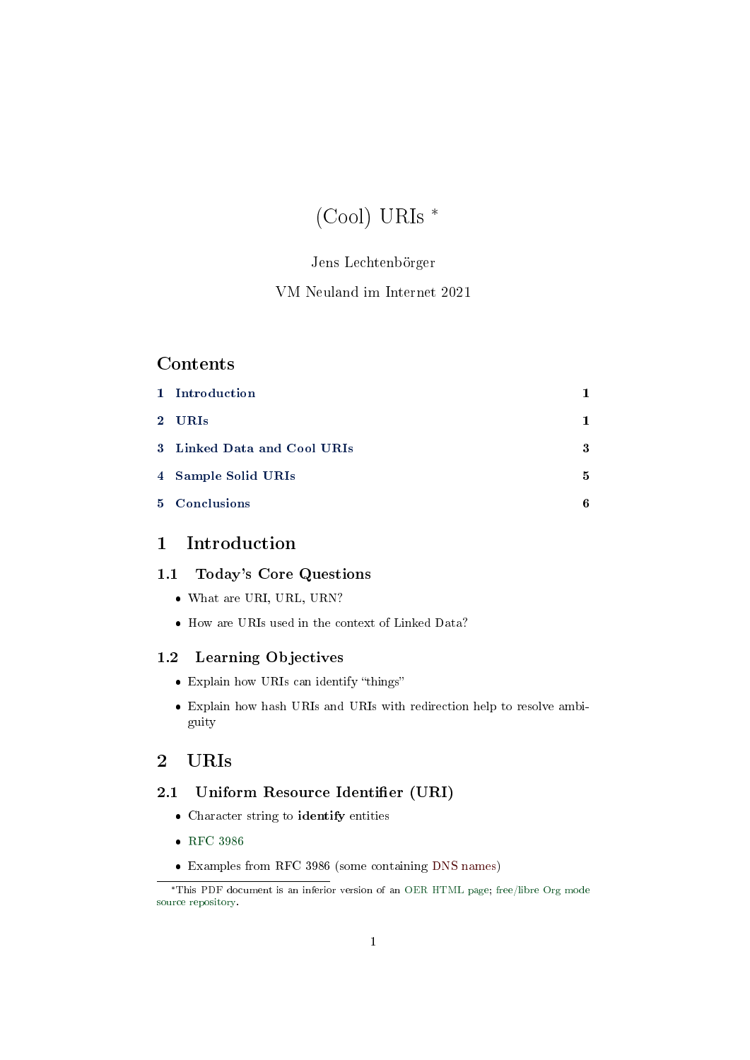# (Cool) URIs *

Jens Lechtenbörger

VM Neuland im Internet 2021

## Contents

1 Introduction 1

2 URIs 1

3 Linked Data and Cool URIs 3

4 Sample Solid URIs 5

5 Conclusions 6

# 1 Introduction

## 1.1 Today's Core Questions

- What are URI, URL, URN?
- How are URIs used in the context of Linked Data?

## 1.2 Learning Objectives

- Explain how URIs can identify "things"
- Explain how hash URIs and URIs with redirection help to resolve ambiguity

# 2 URIs

## 2.1 Uniform Resource Identifier (URI)

- Character string to **identify** entities
- RFC 3986
- Examples from RFC 3986 (some containing DNS names)

---

*This PDF document is an inferior version of an OER HTML page; free/libre Org mode source repository.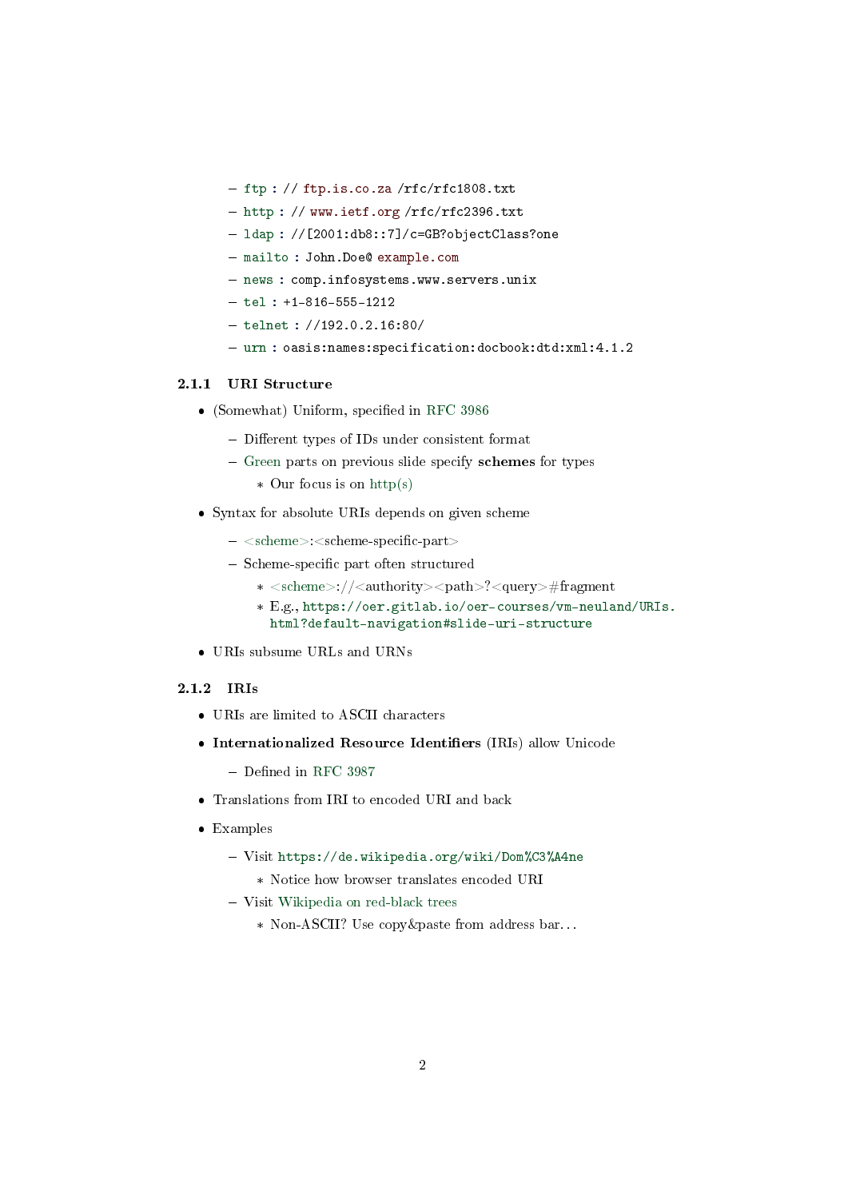- ftp : // ftp.is.co.za /rfc/rfc1808.txt
- http : // www.ietf.org /rfc/rfc2396.txt
- ldap : //[2001:db8::7]/c=GB?objectClass?one
- mailto : John.Doe@ example.com
- news : comp.infosystems.www.servers.unix
- tel : +1-816-555-1212
- telnet : //192.0.2.16:80/
- urn : oasis:names:specification:docbook:dtd:xml:4.1.2

### 2.1.1 URI Structure

- (Somewhat) Uniform, specified in RFC 3986
  - Different types of IDs under consistent format
  - Green parts on previous slide specify **schemes** for types
    - Our focus is on http(s)
- Syntax for absolute URIs depends on given scheme
  - <scheme>:<scheme-specific-part>
  - Scheme-specific part often structured
    - <scheme>://<authority><path>?<query>#fragment
    - E.g., `https://oer.gitlab.io/oer-courses/vm-neuland/URIs.html?default-navigation#slide-uri-structure`
- URIs subsume URLs and URNs

### 2.1.2 IRIs

- URIs are limited to ASCII characters
- **Internationalized Resource Identifiers** (IRIs) allow Unicode
  - Defined in RFC 3987
- Translations from IRI to encoded URI and back
- Examples
  - Visit `https://de.wikipedia.org/wiki/Dom%C3%A4ne`
    - Notice how browser translates encoded URI
  - Visit Wikipedia on red-black trees
    - Non-ASCII? Use copy&paste from address bar…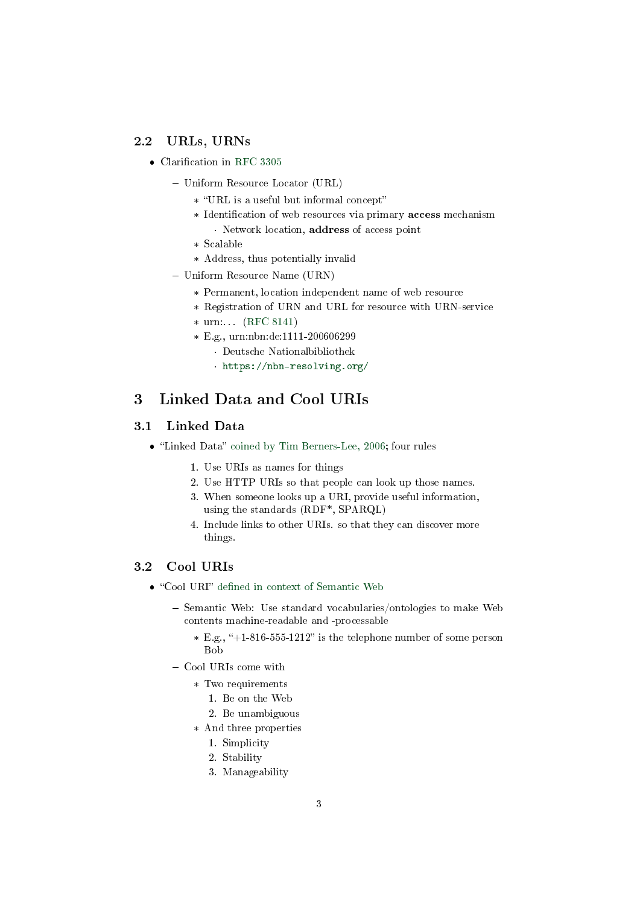### 2.2 URLs, URNs

- Clarification in RFC 3305
  - Uniform Resource Locator (URL)
    - "URL is a useful but informal concept"
    - Identification of web resources via primary **access** mechanism
      - Network location, **address** of access point
    - Scalable
    - Address, thus potentially invalid
  - Uniform Resource Name (URN)
    - Permanent, location independent name of web resource
    - Registration of URN and URL for resource with URN-service
    - urn:... (RFC 8141)
    - E.g., urn:nbn:de:1111-200606299
      - Deutsche Nationalbibliothek
      - `https://nbn-resolving.org/`

# 3 Linked Data and Cool URIs

## 3.1 Linked Data

- "Linked Data" coined by Tim Berners-Lee, 2006; four rules

  1. Use URIs as names for things
  2. Use HTTP URIs so that people can look up those names.
  3. When someone looks up a URI, provide useful information, using the standards (RDF*, SPARQL)
  4. Include links to other URIs. so that they can discover more things.

## 3.2 Cool URIs

- "Cool URI" defined in context of Semantic Web
  - Semantic Web: Use standard vocabularies/ontologies to make Web contents machine-readable and -processable
    - E.g., "+1-816-555-1212" is the telephone number of some person Bob
  - Cool URIs come with
    - Two requirements
      1. Be on the Web
      2. Be unambiguous
    - And three properties
      1. Simplicity
      2. Stability
      3. Manageability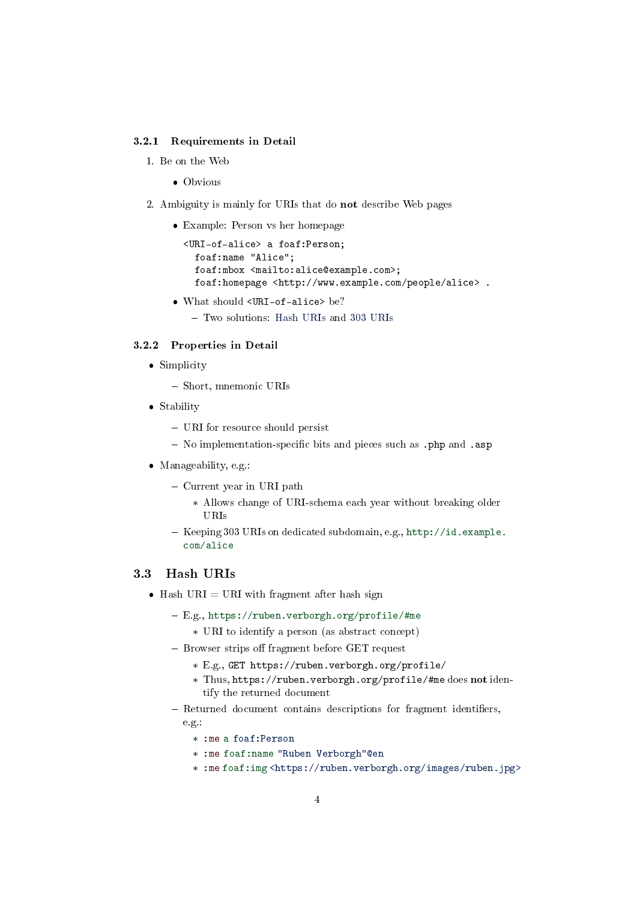### 3.2.1 Requirements in Detail

1. Be on the Web
   - Obvious
2. Ambiguity is mainly for URIs that do **not** describe Web pages
   - Example: Person vs her homepage

     ```
     <URI-of-alice> a foaf:Person;
       foaf:name "Alice";
       foaf:mbox <mailto:alice@example.com>;
       foaf:homepage <http://www.example.com/people/alice> .
     ```

   - What should `<URI-of-alice>` be?
     - Two solutions: Hash URIs and 303 URIs

### 3.2.2 Properties in Detail

- Simplicity
  - Short, mnemonic URIs
- Stability
  - URI for resource should persist
  - No implementation-specific bits and pieces such as `.php` and `.asp`
- Manageability, e.g.:
  - Current year in URI path
    - Allows change of URI-schema each year without breaking older URIs
  - Keeping 303 URIs on dedicated subdomain, e.g., http://id.example.com/alice

## 3.3 Hash URIs

- Hash URI = URI with fragment after hash sign
  - E.g., https://ruben.verborgh.org/profile/#me
    - URI to identify a person (as abstract concept)
  - Browser strips off fragment before GET request
    - E.g., `GET https://ruben.verborgh.org/profile/`
    - Thus, `https://ruben.verborgh.org/profile/#me` does **not** identify the returned document
  - Returned document contains descriptions for fragment identifiers, e.g.:
    - `:me a foaf:Person`
    - `:me foaf:name "Ruben Verborgh"@en`
    - `:me foaf:img <https://ruben.verborgh.org/images/ruben.jpg>`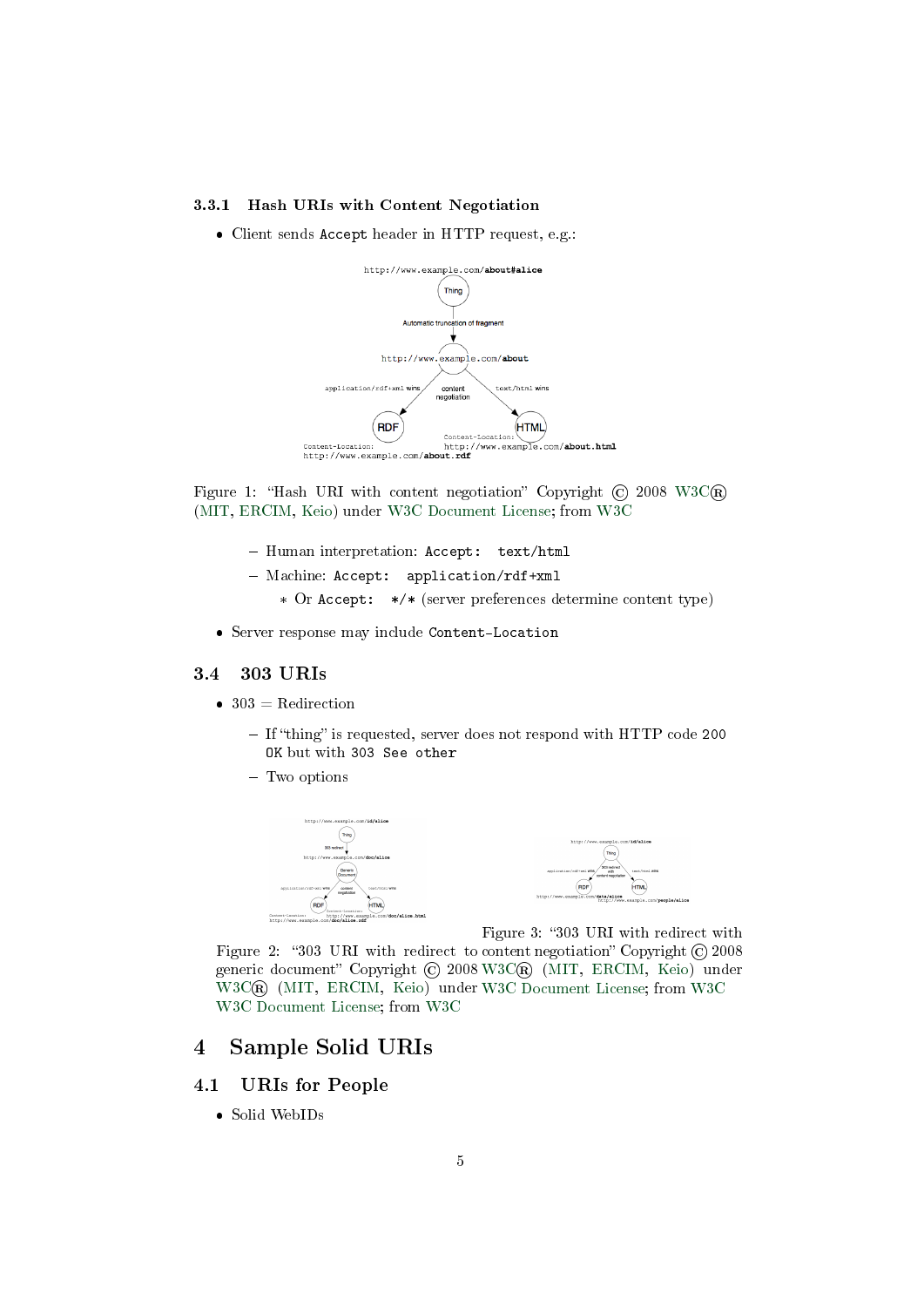### 3.3.1 Hash URIs with Content Negotiation

- Client sends `Accept` header in HTTP request, e.g.:

Figure 1: "Hash URI with content negotiation" Copyright © 2008 W3C® (MIT, ERCIM, Keio) under W3C Document License; from W3C

  - Human interpretation: `Accept: text/html`
  - Machine: `Accept: application/rdf+xml`
    - Or `Accept: */*` (server preferences determine content type)

- Server response may include `Content-Location`

## 3.4 303 URIs

- 303 = Redirection
  - If "thing" is requested, server does not respond with HTTP code `200 OK` but with `303 See other`
  - Two options

Figure 2: "303 URI with redirect to generic document" Copyright © 2008 W3C® (MIT, ERCIM, Keio) under W3C Document License; from W3C

Figure 3: "303 URI with redirect with content negotiation" Copyright © 2008 W3C® (MIT, ERCIM, Keio) under W3C Document License; from W3C

# 4 Sample Solid URIs

## 4.1 URIs for People

- Solid WebIDs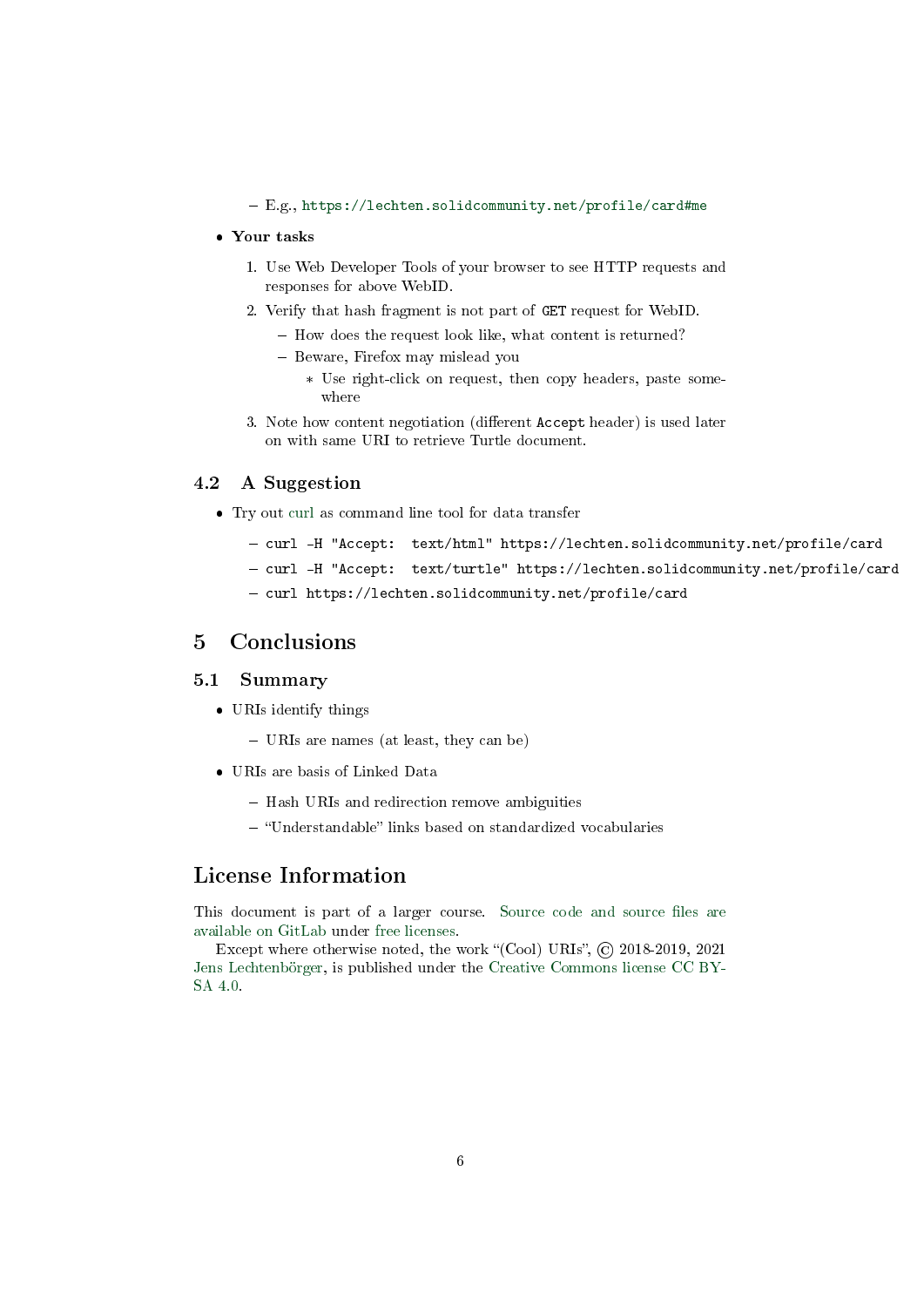- E.g., https://lechten.solidcommunity.net/profile/card#me
- **Your tasks**
  1. Use Web Developer Tools of your browser to see HTTP requests and responses for above WebID.
  2. Verify that hash fragment is not part of `GET` request for WebID.
     - How does the request look like, what content is returned?
     - Beware, Firefox may mislead you
       * Use right-click on request, then copy headers, paste somewhere
  3. Note how content negotiation (different `Accept` header) is used later on with same URI to retrieve Turtle document.

### 4.2 A Suggestion

- Try out curl as command line tool for data transfer
  - `curl -H "Accept: text/html" https://lechten.solidcommunity.net/profile/card`
  - `curl -H "Accept: text/turtle" https://lechten.solidcommunity.net/profile/card`
  - `curl https://lechten.solidcommunity.net/profile/card`

## 5 Conclusions

### 5.1 Summary

- URIs identify things
  - URIs are names (at least, they can be)
- URIs are basis of Linked Data
  - Hash URIs and redirection remove ambiguities
  - "Understandable" links based on standardized vocabularies

## License Information

This document is part of a larger course. Source code and source files are available on GitLab under free licenses.

Except where otherwise noted, the work "(Cool) URIs", © 2018-2019, 2021 Jens Lechtenbörger, is published under the Creative Commons license CC BY-SA 4.0.